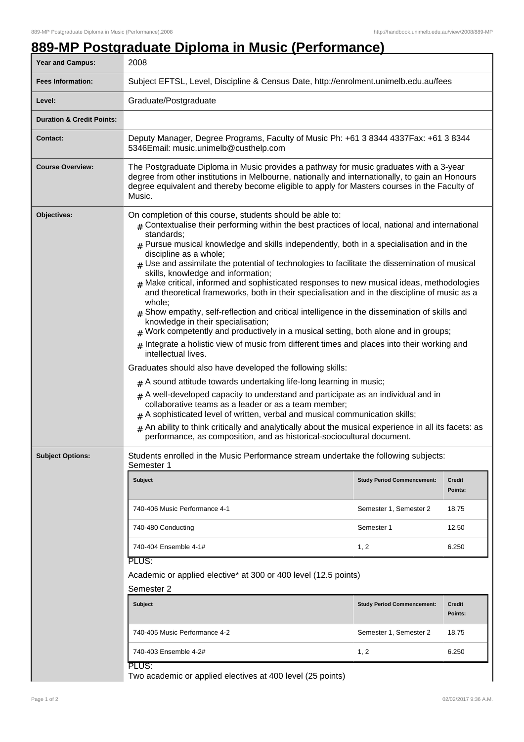# 889-MP Postgraduate Diploma in Music (Performance)

| | |
|---|---|
| **Year and Campus:** | 2008 |
| **Fees Information:** | Subject EFTSL, Level, Discipline & Census Date, http://enrolment.unimelb.edu.au/fees |
| **Level:** | Graduate/Postgraduate |
| **Duration & Credit Points:** | |
| **Contact:** | Deputy Manager, Degree Programs, Faculty of Music Ph: +61 3 8344 4337Fax: +61 3 8344 5346Email: music.unimelb@custhelp.com |
| **Course Overview:** | The Postgraduate Diploma in Music provides a pathway for music graduates with a 3-year degree from other institutions in Melbourne, nationally and internationally, to gain an Honours degree equivalent and thereby become eligible to apply for Masters courses in the Faculty of Music. |

**Objectives:**

On completion of this course, students should be able to:

- Contextualise their performing within the best practices of local, national and international standards;
- Pursue musical knowledge and skills independently, both in a specialisation and in the discipline as a whole;
- Use and assimilate the potential of technologies to facilitate the dissemination of musical skills, knowledge and information;
- Make critical, informed and sophisticated responses to new musical ideas, methodologies and theoretical frameworks, both in their specialisation and in the discipline of music as a whole;
- Show empathy, self-reflection and critical intelligence in the dissemination of skills and knowledge in their specialisation;
- Work competently and productively in a musical setting, both alone and in groups;
- Integrate a holistic view of music from different times and places into their working and intellectual lives.

Graduates should also have developed the following skills:

- A sound attitude towards undertaking life-long learning in music;
- A well-developed capacity to understand and participate as an individual and in collaborative teams as a leader or as a team member;
- A sophisticated level of written, verbal and musical communication skills;
- An ability to think critically and analytically about the musical experience in all its facets: as performance, as composition, and as historical-sociocultural document.

**Subject Options:**

Students enrolled in the Music Performance stream undertake the following subjects:

Semester 1

| Subject | Study Period Commencement: | Credit Points: |
|---|---|---|
| 740-406 Music Performance 4-1 | Semester 1, Semester 2 | 18.75 |
| 740-480 Conducting | Semester 1 | 12.50 |
| 740-404 Ensemble 4-1# | 1, 2 | 6.250 |

PLUS:

Academic or applied elective* at 300 or 400 level (12.5 points)

Semester 2

| Subject | Study Period Commencement: | Credit Points: |
|---|---|---|
| 740-405 Music Performance 4-2 | Semester 1, Semester 2 | 18.75 |
| 740-403 Ensemble 4-2# | 1, 2 | 6.250 |

PLUS:

Two academic or applied electives at 400 level (25 points)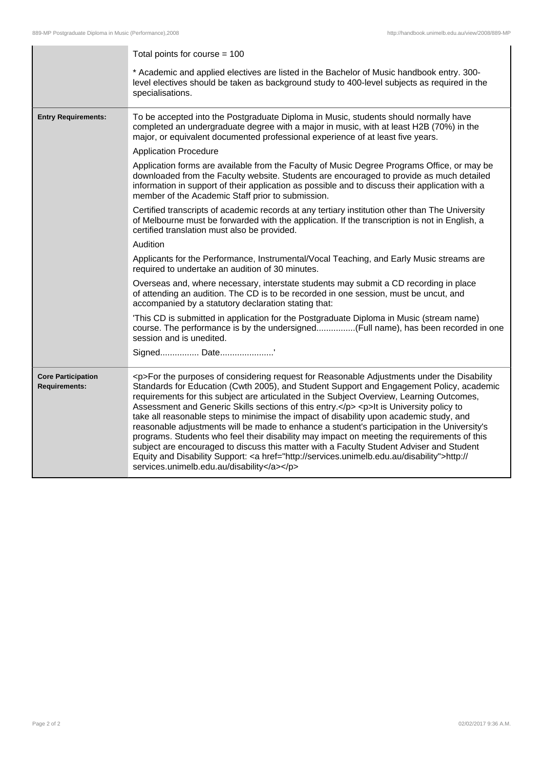| | |
|---|---|
| | Total points for course = 100<br><br>* Academic and applied electives are listed in the Bachelor of Music handbook entry. 300-level electives should be taken as background study to 400-level subjects as required in the specialisations. |
| **Entry Requirements:** | To be accepted into the Postgraduate Diploma in Music, students should normally have completed an undergraduate degree with a major in music, with at least H2B (70%) in the major, or equivalent documented professional experience of at least five years.<br><br>Application Procedure<br><br>Application forms are available from the Faculty of Music Degree Programs Office, or may be downloaded from the Faculty website. Students are encouraged to provide as much detailed information in support of their application as possible and to discuss their application with a member of the Academic Staff prior to submission.<br><br>Certified transcripts of academic records at any tertiary institution other than The University of Melbourne must be forwarded with the application. If the transcription is not in English, a certified translation must also be provided.<br><br>Audition<br><br>Applicants for the Performance, Instrumental/Vocal Teaching, and Early Music streams are required to undertake an audition of 30 minutes.<br><br>Overseas and, where necessary, interstate students may submit a CD recording in place of attending an audition. The CD is to be recorded in one session, must be uncut, and accompanied by a statutory declaration stating that:<br><br>'This CD is submitted in application for the Postgraduate Diploma in Music (stream name) course. The performance is by the undersigned................(Full name), has been recorded in one session and is unedited.<br><br>Signed................ Date......................' |
| **Core Participation Requirements:** | <p>For the purposes of considering request for Reasonable Adjustments under the Disability Standards for Education (Cwth 2005), and Student Support and Engagement Policy, academic requirements for this subject are articulated in the Subject Overview, Learning Outcomes, Assessment and Generic Skills sections of this entry.</p> <p>It is University policy to take all reasonable steps to minimise the impact of disability upon academic study, and reasonable adjustments will be made to enhance a student's participation in the University's programs. Students who feel their disability may impact on meeting the requirements of this subject are encouraged to discuss this matter with a Faculty Student Adviser and Student Equity and Disability Support: <a href="http://services.unimelb.edu.au/disability">http://services.unimelb.edu.au/disability</a></p> |